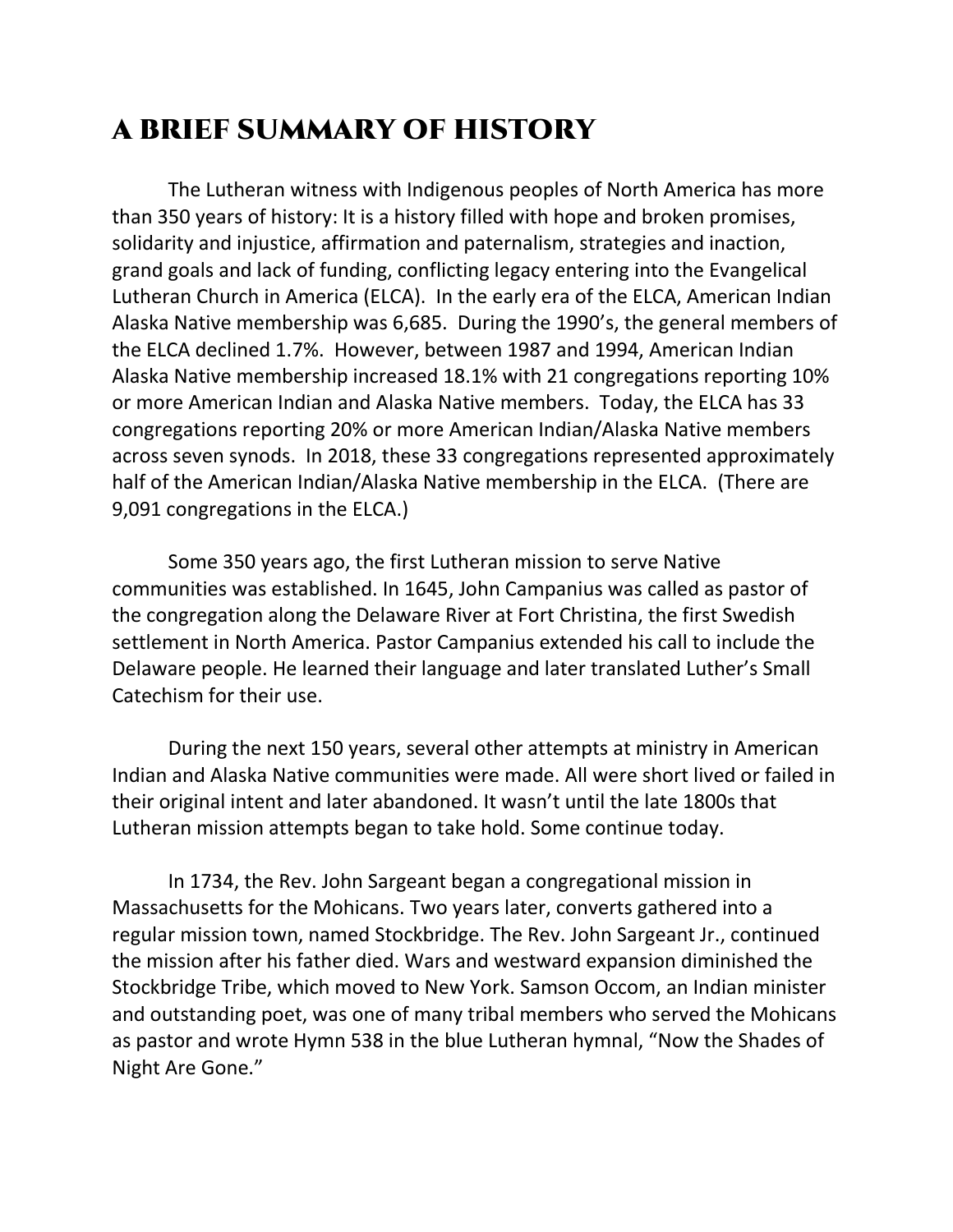# A BRIEF SUMMARY OF HISTORY

The Lutheran witness with Indigenous peoples of North America has more than 350 years of history: It is a history filled with hope and broken promises, solidarity and injustice, affirmation and paternalism, strategies and inaction, grand goals and lack of funding, conflicting legacy entering into the Evangelical Lutheran Church in America (ELCA). In the early era of the ELCA, American Indian Alaska Native membership was 6,685. During the 1990's, the general members of the ELCA declined 1.7%. However, between 1987 and 1994, American Indian Alaska Native membership increased 18.1% with 21 congregations reporting 10% or more American Indian and Alaska Native members. Today, the ELCA has 33 congregations reporting 20% or more American Indian/Alaska Native members across seven synods. In 2018, these 33 congregations represented approximately half of the American Indian/Alaska Native membership in the ELCA. (There are 9,091 congregations in the ELCA.)

Some 350 years ago, the first Lutheran mission to serve Native communities was established. In 1645, John Campanius was called as pastor of the congregation along the Delaware River at Fort Christina, the first Swedish settlement in North America. Pastor Campanius extended his call to include the Delaware people. He learned their language and later translated Luther's Small Catechism for their use.

During the next 150 years, several other attempts at ministry in American Indian and Alaska Native communities were made. All were short lived or failed in their original intent and later abandoned. It wasn't until the late 1800s that Lutheran mission attempts began to take hold. Some continue today.

In 1734, the Rev. John Sargeant began a congregational mission in Massachusetts for the Mohicans. Two years later, converts gathered into a regular mission town, named Stockbridge. The Rev. John Sargeant Jr., continued the mission after his father died. Wars and westward expansion diminished the Stockbridge Tribe, which moved to New York. Samson Occom, an Indian minister and outstanding poet, was one of many tribal members who served the Mohicans as pastor and wrote Hymn 538 in the blue Lutheran hymnal, "Now the Shades of Night Are Gone."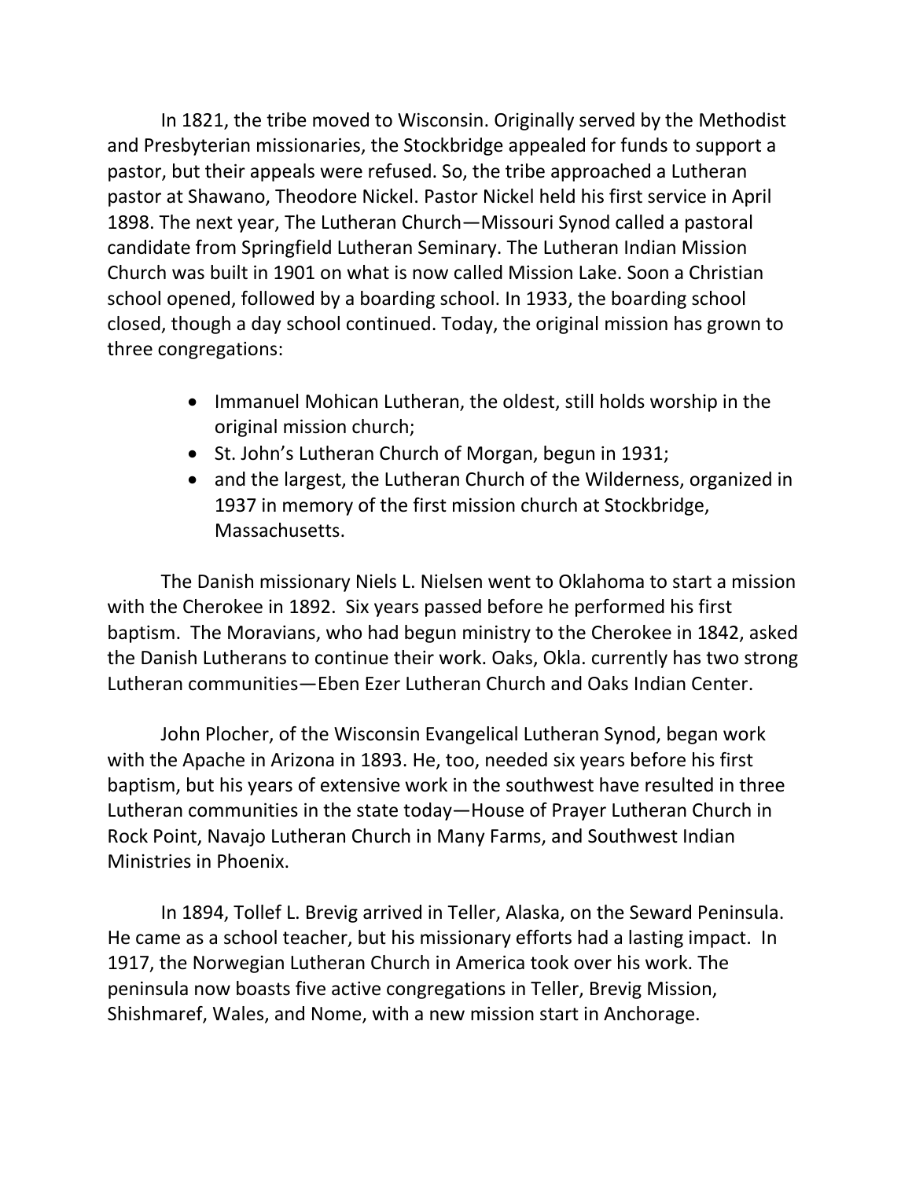In 1821, the tribe moved to Wisconsin. Originally served by the Methodist and Presbyterian missionaries, the Stockbridge appealed for funds to support a pastor, but their appeals were refused. So, the tribe approached a Lutheran pastor at Shawano, Theodore Nickel. Pastor Nickel held his first service in April 1898. The next year, The Lutheran Church—Missouri Synod called a pastoral candidate from Springfield Lutheran Seminary. The Lutheran Indian Mission Church was built in 1901 on what is now called Mission Lake. Soon a Christian school opened, followed by a boarding school. In 1933, the boarding school closed, though a day school continued. Today, the original mission has grown to three congregations:

- Immanuel Mohican Lutheran, the oldest, still holds worship in the original mission church;
- St. John's Lutheran Church of Morgan, begun in 1931;
- and the largest, the Lutheran Church of the Wilderness, organized in 1937 in memory of the first mission church at Stockbridge, Massachusetts.

The Danish missionary Niels L. Nielsen went to Oklahoma to start a mission with the Cherokee in 1892. Six years passed before he performed his first baptism. The Moravians, who had begun ministry to the Cherokee in 1842, asked the Danish Lutherans to continue their work. Oaks, Okla. currently has two strong Lutheran communities—Eben Ezer Lutheran Church and Oaks Indian Center.

John Plocher, of the Wisconsin Evangelical Lutheran Synod, began work with the Apache in Arizona in 1893. He, too, needed six years before his first baptism, but his years of extensive work in the southwest have resulted in three Lutheran communities in the state today—House of Prayer Lutheran Church in Rock Point, Navajo Lutheran Church in Many Farms, and Southwest Indian Ministries in Phoenix.

In 1894, Tollef L. Brevig arrived in Teller, Alaska, on the Seward Peninsula. He came as a school teacher, but his missionary efforts had a lasting impact. In 1917, the Norwegian Lutheran Church in America took over his work. The peninsula now boasts five active congregations in Teller, Brevig Mission, Shishmaref, Wales, and Nome, with a new mission start in Anchorage.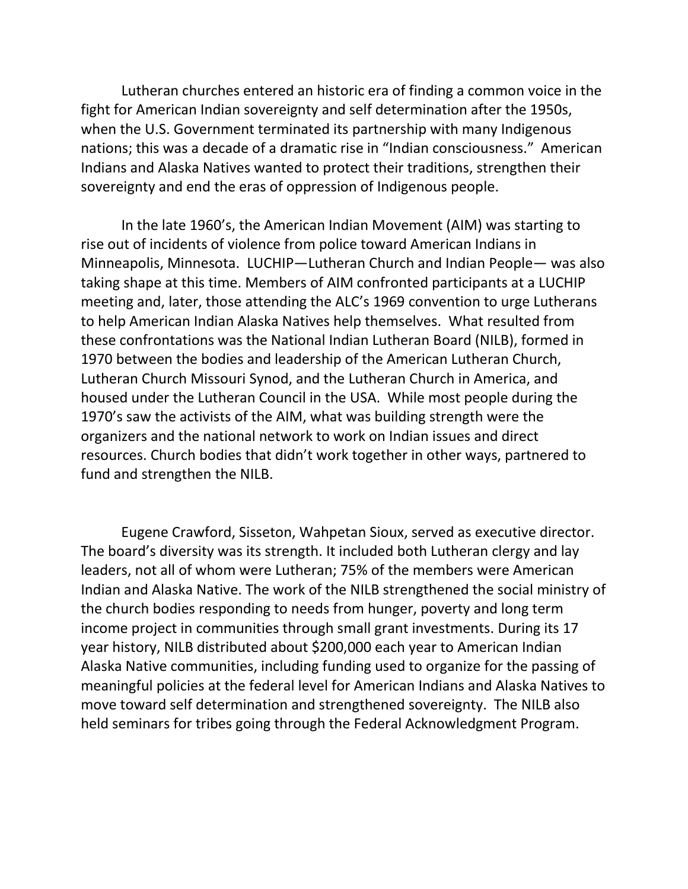Lutheran churches entered an historic era of finding a common voice in the fight for American Indian sovereignty and self determination after the 1950s, when the U.S. Government terminated its partnership with many Indigenous nations; this was a decade of a dramatic rise in "Indian consciousness." American Indians and Alaska Natives wanted to protect their traditions, strengthen their sovereignty and end the eras of oppression of Indigenous people.

In the late 1960's, the American Indian Movement (AIM) was starting to rise out of incidents of violence from police toward American Indians in Minneapolis, Minnesota. LUCHIP—Lutheran Church and Indian People— was also taking shape at this time. Members of AIM confronted participants at a LUCHIP meeting and, later, those attending the ALC's 1969 convention to urge Lutherans to help American Indian Alaska Natives help themselves. What resulted from these confrontations was the National Indian Lutheran Board (NILB), formed in 1970 between the bodies and leadership of the American Lutheran Church, Lutheran Church Missouri Synod, and the Lutheran Church in America, and housed under the Lutheran Council in the USA. While most people during the 1970's saw the activists of the AIM, what was building strength were the organizers and the national network to work on Indian issues and direct resources. Church bodies that didn't work together in other ways, partnered to fund and strengthen the NILB.

Eugene Crawford, Sisseton, Wahpetan Sioux, served as executive director. The board's diversity was its strength. It included both Lutheran clergy and lay leaders, not all of whom were Lutheran; 75% of the members were American Indian and Alaska Native. The work of the NILB strengthened the social ministry of the church bodies responding to needs from hunger, poverty and long term income project in communities through small grant investments. During its 17 year history, NILB distributed about $200,000 each year to American Indian Alaska Native communities, including funding used to organize for the passing of meaningful policies at the federal level for American Indians and Alaska Natives to move toward self determination and strengthened sovereignty. The NILB also held seminars for tribes going through the Federal Acknowledgment Program.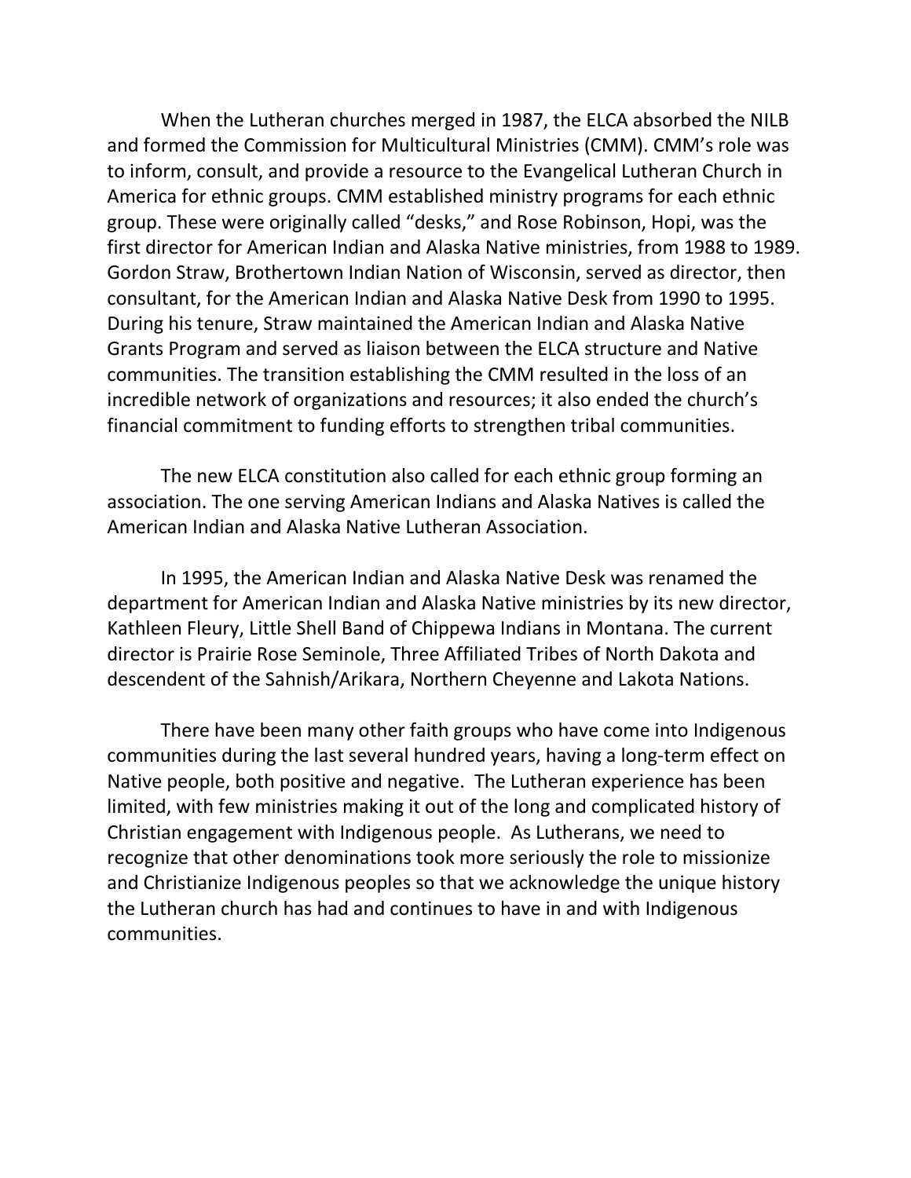When the Lutheran churches merged in 1987, the ELCA absorbed the NILB and formed the Commission for Multicultural Ministries (CMM). CMM's role was to inform, consult, and provide a resource to the Evangelical Lutheran Church in America for ethnic groups. CMM established ministry programs for each ethnic group. These were originally called "desks," and Rose Robinson, Hopi, was the first director for American Indian and Alaska Native ministries, from 1988 to 1989. Gordon Straw, Brothertown Indian Nation of Wisconsin, served as director, then consultant, for the American Indian and Alaska Native Desk from 1990 to 1995. During his tenure, Straw maintained the American Indian and Alaska Native Grants Program and served as liaison between the ELCA structure and Native communities. The transition establishing the CMM resulted in the loss of an incredible network of organizations and resources; it also ended the church's financial commitment to funding efforts to strengthen tribal communities.

The new ELCA constitution also called for each ethnic group forming an association. The one serving American Indians and Alaska Natives is called the American Indian and Alaska Native Lutheran Association.

In 1995, the American Indian and Alaska Native Desk was renamed the department for American Indian and Alaska Native ministries by its new director, Kathleen Fleury, Little Shell Band of Chippewa Indians in Montana. The current director is Prairie Rose Seminole, Three Affiliated Tribes of North Dakota and descendent of the Sahnish/Arikara, Northern Cheyenne and Lakota Nations.

There have been many other faith groups who have come into Indigenous communities during the last several hundred years, having a long-term effect on Native people, both positive and negative. The Lutheran experience has been limited, with few ministries making it out of the long and complicated history of Christian engagement with Indigenous people. As Lutherans, we need to recognize that other denominations took more seriously the role to missionize and Christianize Indigenous peoples so that we acknowledge the unique history the Lutheran church has had and continues to have in and with Indigenous communities.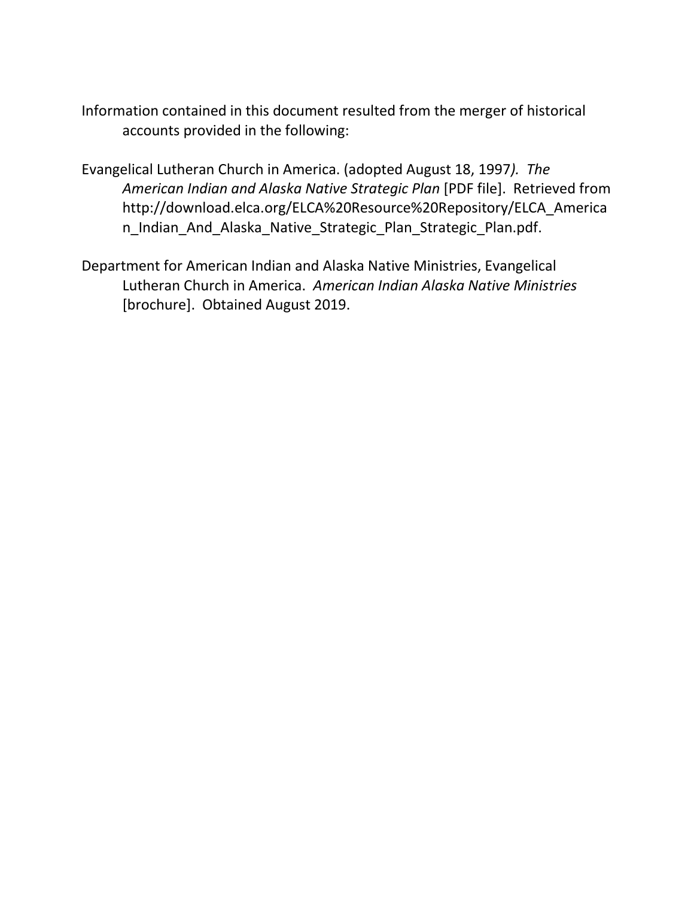Information contained in this document resulted from the merger of historical accounts provided in the following:

Evangelical Lutheran Church in America. (adopted August 18, 1997*). The American Indian and Alaska Native Strategic Plan* [PDF file]. Retrieved from http://download.elca.org/ELCA%20Resource%20Repository/ELCA_American_Indian_And_Alaska_Native_Strategic_Plan_Strategic_Plan.pdf.

Department for American Indian and Alaska Native Ministries, Evangelical Lutheran Church in America. *American Indian Alaska Native Ministries* [brochure]. Obtained August 2019.